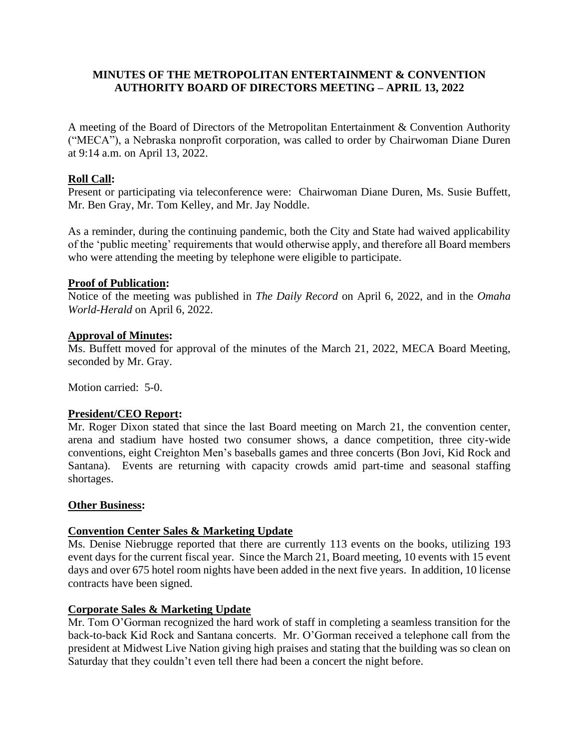# MINUTES OF THE METROPOLITAN ENTERTAINMENT & CONVENTION AUTHORITY BOARD OF DIRECTORS MEETING – APRIL 13, 2022

A meeting of the Board of Directors of the Metropolitan Entertainment & Convention Authority ("MECA"), a Nebraska nonprofit corporation, was called to order by Chairwoman Diane Duren at 9:14 a.m. on April 13, 2022.

## Roll Call:

Present or participating via teleconference were: Chairwoman Diane Duren, Ms. Susie Buffett, Mr. Ben Gray, Mr. Tom Kelley, and Mr. Jay Noddle.

As a reminder, during the continuing pandemic, both the City and State had waived applicability of the 'public meeting' requirements that would otherwise apply, and therefore all Board members who were attending the meeting by telephone were eligible to participate.

## Proof of Publication:

Notice of the meeting was published in *The Daily Record* on April 6, 2022, and in the *Omaha World-Herald* on April 6, 2022.

## Approval of Minutes:

Ms. Buffett moved for approval of the minutes of the March 21, 2022, MECA Board Meeting, seconded by Mr. Gray.

Motion carried: 5-0.

## President/CEO Report:

Mr. Roger Dixon stated that since the last Board meeting on March 21, the convention center, arena and stadium have hosted two consumer shows, a dance competition, three city-wide conventions, eight Creighton Men's baseballs games and three concerts (Bon Jovi, Kid Rock and Santana). Events are returning with capacity crowds amid part-time and seasonal staffing shortages.

## Other Business:

### Convention Center Sales & Marketing Update

Ms. Denise Niebrugge reported that there are currently 113 events on the books, utilizing 193 event days for the current fiscal year. Since the March 21, Board meeting, 10 events with 15 event days and over 675 hotel room nights have been added in the next five years. In addition, 10 license contracts have been signed.

### Corporate Sales & Marketing Update

Mr. Tom O'Gorman recognized the hard work of staff in completing a seamless transition for the back-to-back Kid Rock and Santana concerts. Mr. O'Gorman received a telephone call from the president at Midwest Live Nation giving high praises and stating that the building was so clean on Saturday that they couldn't even tell there had been a concert the night before.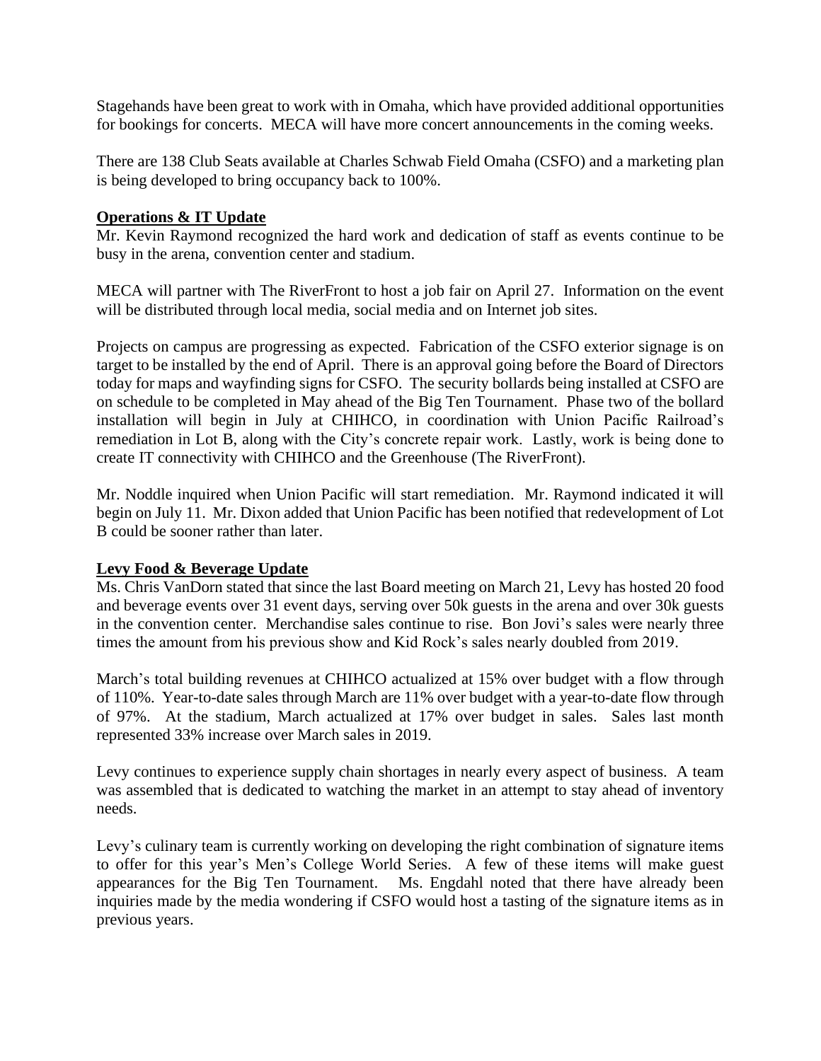Stagehands have been great to work with in Omaha, which have provided additional opportunities for bookings for concerts. MECA will have more concert announcements in the coming weeks.

There are 138 Club Seats available at Charles Schwab Field Omaha (CSFO) and a marketing plan is being developed to bring occupancy back to 100%.

**Operations & IT Update**

Mr. Kevin Raymond recognized the hard work and dedication of staff as events continue to be busy in the arena, convention center and stadium.

MECA will partner with The RiverFront to host a job fair on April 27. Information on the event will be distributed through local media, social media and on Internet job sites.

Projects on campus are progressing as expected. Fabrication of the CSFO exterior signage is on target to be installed by the end of April. There is an approval going before the Board of Directors today for maps and wayfinding signs for CSFO. The security bollards being installed at CSFO are on schedule to be completed in May ahead of the Big Ten Tournament. Phase two of the bollard installation will begin in July at CHIHCO, in coordination with Union Pacific Railroad's remediation in Lot B, along with the City's concrete repair work. Lastly, work is being done to create IT connectivity with CHIHCO and the Greenhouse (The RiverFront).

Mr. Noddle inquired when Union Pacific will start remediation. Mr. Raymond indicated it will begin on July 11. Mr. Dixon added that Union Pacific has been notified that redevelopment of Lot B could be sooner rather than later.

**Levy Food & Beverage Update**

Ms. Chris VanDorn stated that since the last Board meeting on March 21, Levy has hosted 20 food and beverage events over 31 event days, serving over 50k guests in the arena and over 30k guests in the convention center. Merchandise sales continue to rise. Bon Jovi's sales were nearly three times the amount from his previous show and Kid Rock's sales nearly doubled from 2019.

March's total building revenues at CHIHCO actualized at 15% over budget with a flow through of 110%. Year-to-date sales through March are 11% over budget with a year-to-date flow through of 97%. At the stadium, March actualized at 17% over budget in sales. Sales last month represented 33% increase over March sales in 2019.

Levy continues to experience supply chain shortages in nearly every aspect of business. A team was assembled that is dedicated to watching the market in an attempt to stay ahead of inventory needs.

Levy's culinary team is currently working on developing the right combination of signature items to offer for this year's Men's College World Series. A few of these items will make guest appearances for the Big Ten Tournament. Ms. Engdahl noted that there have already been inquiries made by the media wondering if CSFO would host a tasting of the signature items as in previous years.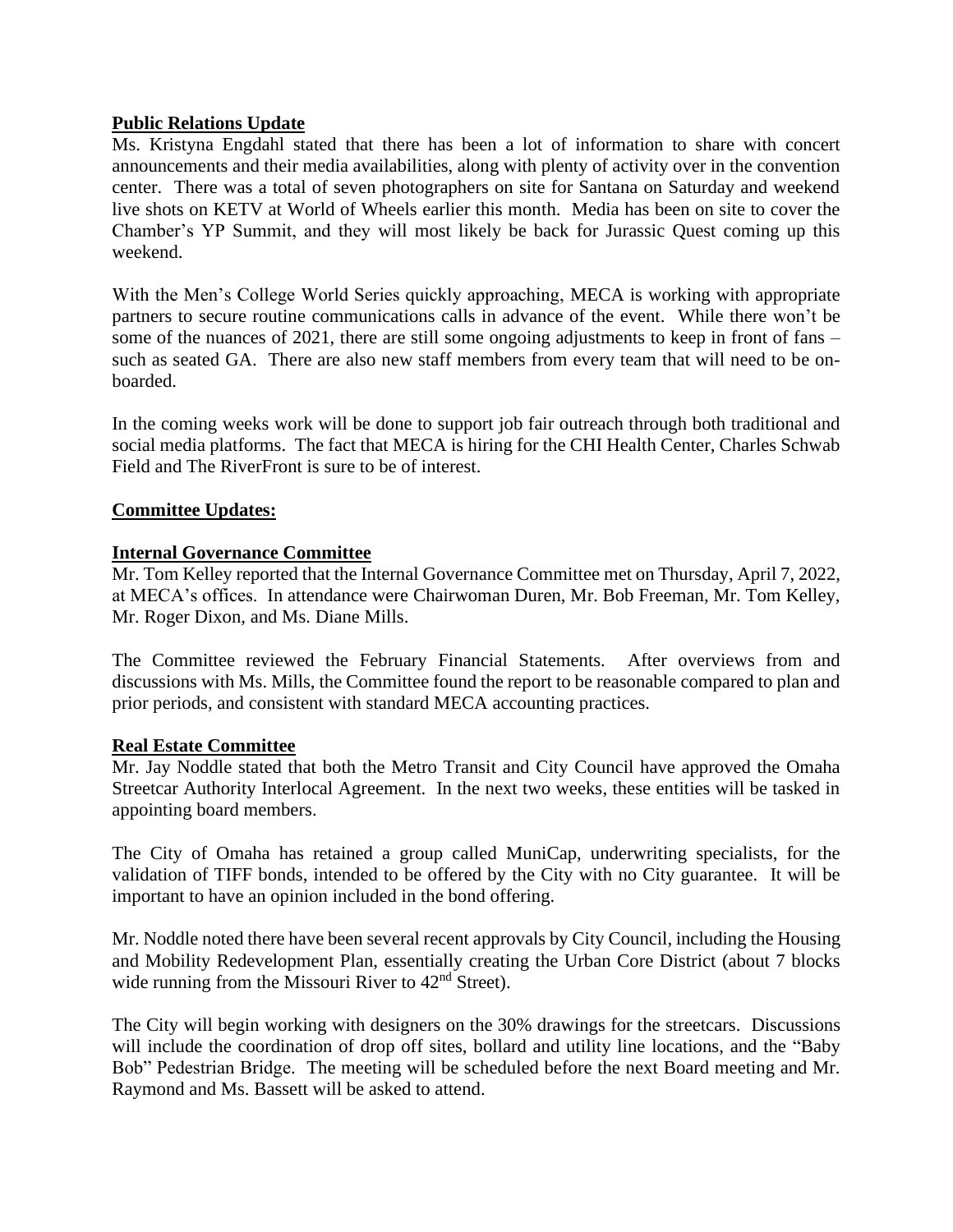**Public Relations Update**

Ms. Kristyna Engdahl stated that there has been a lot of information to share with concert announcements and their media availabilities, along with plenty of activity over in the convention center. There was a total of seven photographers on site for Santana on Saturday and weekend live shots on KETV at World of Wheels earlier this month. Media has been on site to cover the Chamber's YP Summit, and they will most likely be back for Jurassic Quest coming up this weekend.

With the Men's College World Series quickly approaching, MECA is working with appropriate partners to secure routine communications calls in advance of the event. While there won't be some of the nuances of 2021, there are still some ongoing adjustments to keep in front of fans – such as seated GA. There are also new staff members from every team that will need to be on-boarded.

In the coming weeks work will be done to support job fair outreach through both traditional and social media platforms. The fact that MECA is hiring for the CHI Health Center, Charles Schwab Field and The RiverFront is sure to be of interest.

**Committee Updates:**

**Internal Governance Committee**

Mr. Tom Kelley reported that the Internal Governance Committee met on Thursday, April 7, 2022, at MECA's offices. In attendance were Chairwoman Duren, Mr. Bob Freeman, Mr. Tom Kelley, Mr. Roger Dixon, and Ms. Diane Mills.

The Committee reviewed the February Financial Statements. After overviews from and discussions with Ms. Mills, the Committee found the report to be reasonable compared to plan and prior periods, and consistent with standard MECA accounting practices.

**Real Estate Committee**

Mr. Jay Noddle stated that both the Metro Transit and City Council have approved the Omaha Streetcar Authority Interlocal Agreement. In the next two weeks, these entities will be tasked in appointing board members.

The City of Omaha has retained a group called MuniCap, underwriting specialists, for the validation of TIFF bonds, intended to be offered by the City with no City guarantee. It will be important to have an opinion included in the bond offering.

Mr. Noddle noted there have been several recent approvals by City Council, including the Housing and Mobility Redevelopment Plan, essentially creating the Urban Core District (about 7 blocks wide running from the Missouri River to 42nd Street).

The City will begin working with designers on the 30% drawings for the streetcars. Discussions will include the coordination of drop off sites, bollard and utility line locations, and the "Baby Bob" Pedestrian Bridge. The meeting will be scheduled before the next Board meeting and Mr. Raymond and Ms. Bassett will be asked to attend.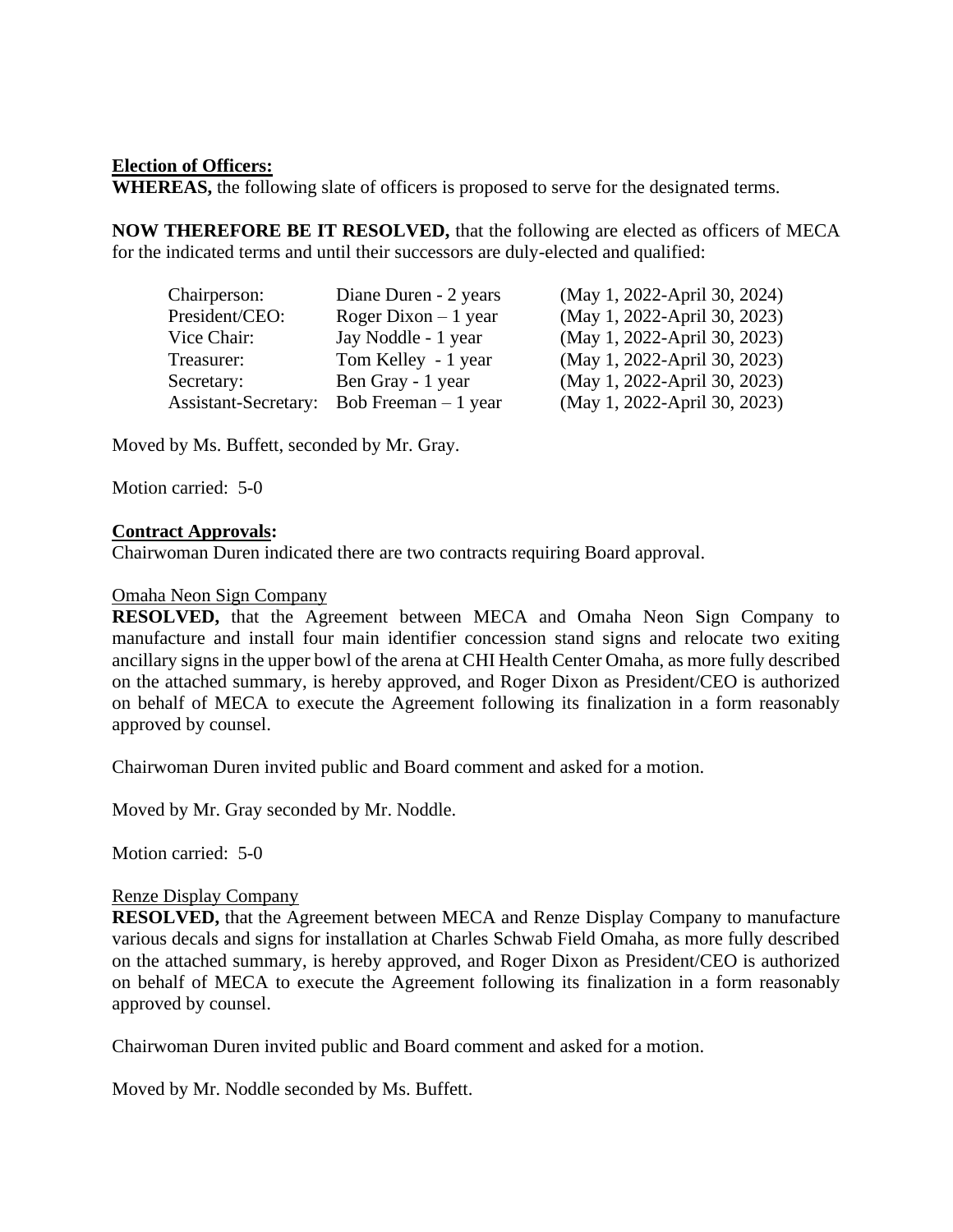**Election of Officers:**
**WHEREAS,** the following slate of officers is proposed to serve for the designated terms.

**NOW THEREFORE BE IT RESOLVED,** that the following are elected as officers of MECA for the indicated terms and until their successors are duly-elected and qualified:

| | | |
|---|---|---|
| Chairperson: | Diane Duren - 2 years | (May 1, 2022-April 30, 2024) |
| President/CEO: | Roger Dixon – 1 year | (May 1, 2022-April 30, 2023) |
| Vice Chair: | Jay Noddle - 1 year | (May 1, 2022-April 30, 2023) |
| Treasurer: | Tom Kelley - 1 year | (May 1, 2022-April 30, 2023) |
| Secretary: | Ben Gray - 1 year | (May 1, 2022-April 30, 2023) |
| Assistant-Secretary: | Bob Freeman – 1 year | (May 1, 2022-April 30, 2023) |

Moved by Ms. Buffett, seconded by Mr. Gray.

Motion carried: 5-0

**Contract Approvals:**
Chairwoman Duren indicated there are two contracts requiring Board approval.

Omaha Neon Sign Company
**RESOLVED,** that the Agreement between MECA and Omaha Neon Sign Company to manufacture and install four main identifier concession stand signs and relocate two exiting ancillary signs in the upper bowl of the arena at CHI Health Center Omaha, as more fully described on the attached summary, is hereby approved, and Roger Dixon as President/CEO is authorized on behalf of MECA to execute the Agreement following its finalization in a form reasonably approved by counsel.

Chairwoman Duren invited public and Board comment and asked for a motion.

Moved by Mr. Gray seconded by Mr. Noddle.

Motion carried: 5-0

Renze Display Company
**RESOLVED,** that the Agreement between MECA and Renze Display Company to manufacture various decals and signs for installation at Charles Schwab Field Omaha, as more fully described on the attached summary, is hereby approved, and Roger Dixon as President/CEO is authorized on behalf of MECA to execute the Agreement following its finalization in a form reasonably approved by counsel.

Chairwoman Duren invited public and Board comment and asked for a motion.

Moved by Mr. Noddle seconded by Ms. Buffett.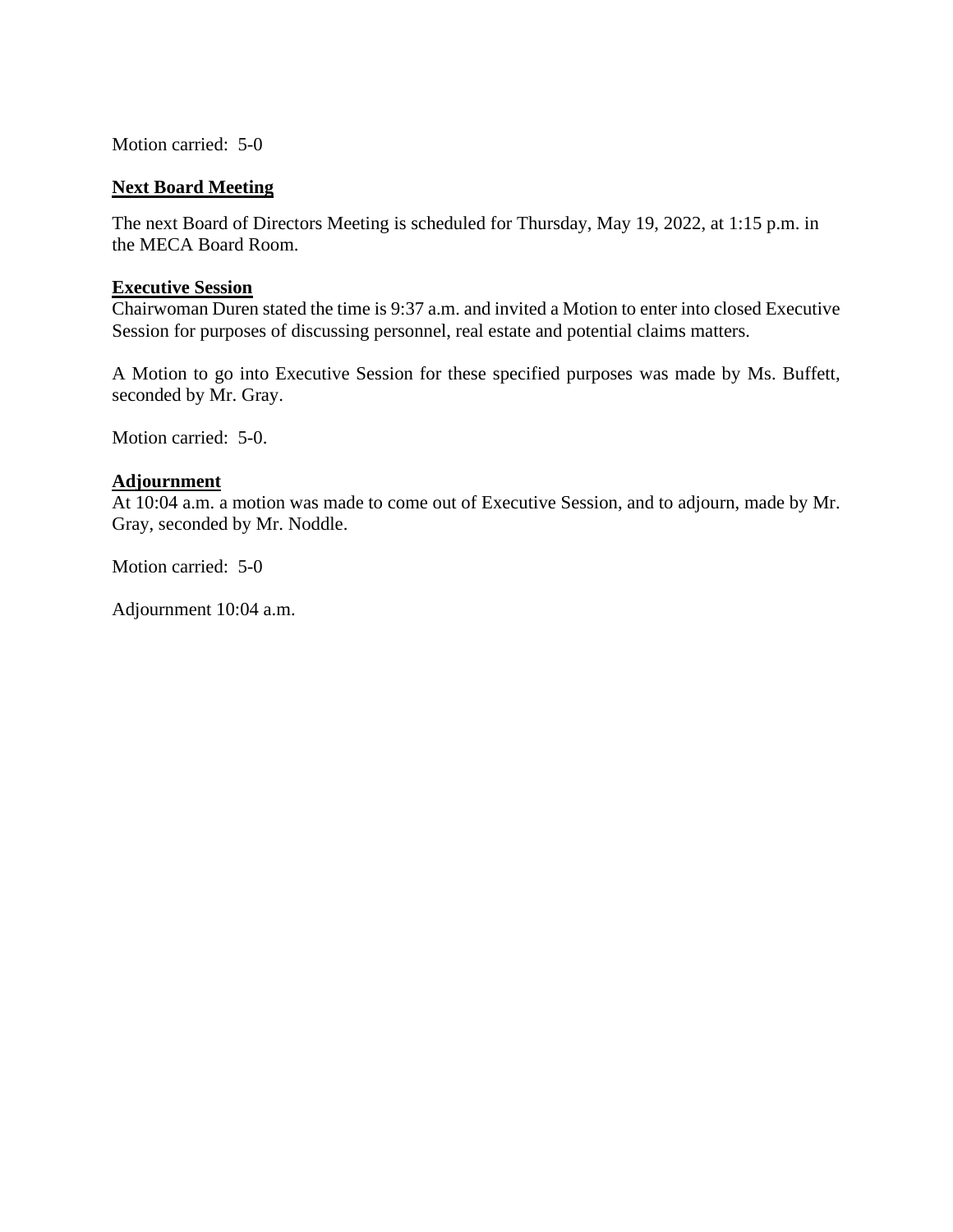Motion carried: 5-0

**Next Board Meeting**

The next Board of Directors Meeting is scheduled for Thursday, May 19, 2022, at 1:15 p.m. in the MECA Board Room.

**Executive Session**

Chairwoman Duren stated the time is 9:37 a.m. and invited a Motion to enter into closed Executive Session for purposes of discussing personnel, real estate and potential claims matters.

A Motion to go into Executive Session for these specified purposes was made by Ms. Buffett, seconded by Mr. Gray.

Motion carried: 5-0.

**Adjournment**

At 10:04 a.m. a motion was made to come out of Executive Session, and to adjourn, made by Mr. Gray, seconded by Mr. Noddle.

Motion carried: 5-0

Adjournment 10:04 a.m.